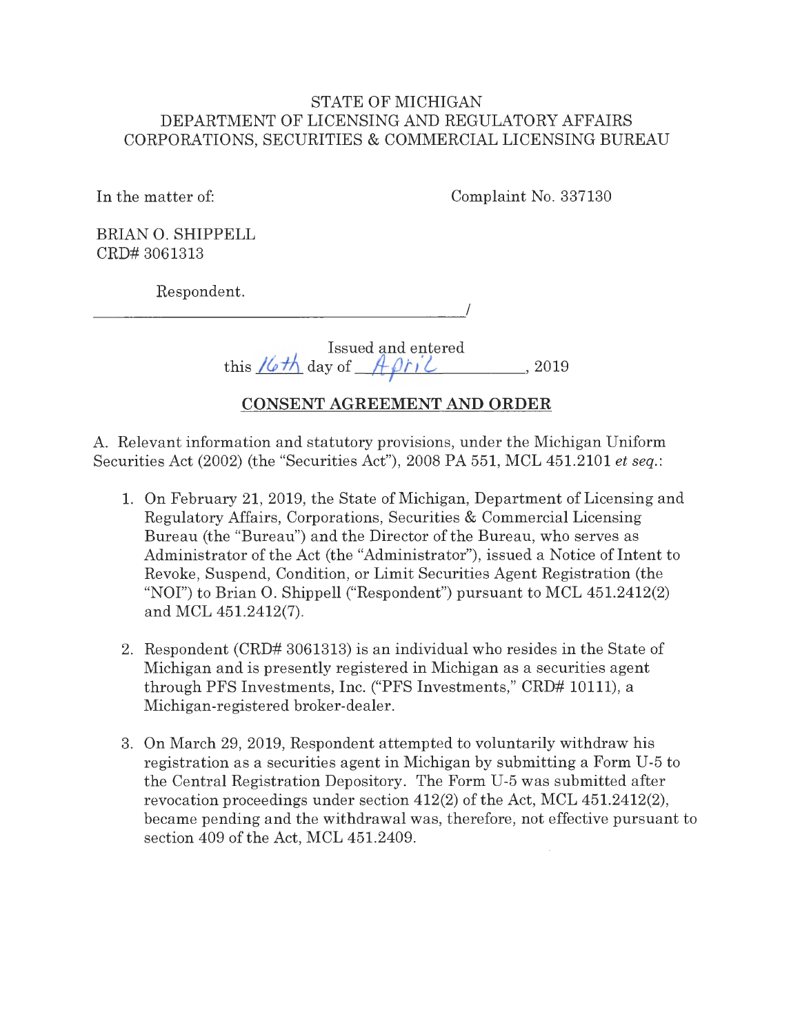STATE OF MICHIGAN
DEPARTMENT OF LICENSING AND REGULATORY AFFAIRS
CORPORATIONS, SECURITIES & COMMERCIAL LICENSING BUREAU

In the matter of:

Complaint No. 337130

BRIAN O. SHIPPELL
CRD# 3061313

Respondent.
______________________________________/

Issued and entered
this 16th day of April, 2019

## CONSENT AGREEMENT AND ORDER

A. Relevant information and statutory provisions, under the Michigan Uniform Securities Act (2002) (the "Securities Act"), 2008 PA 551, MCL 451.2101 *et seq.*:

1. On February 21, 2019, the State of Michigan, Department of Licensing and Regulatory Affairs, Corporations, Securities & Commercial Licensing Bureau (the "Bureau") and the Director of the Bureau, who serves as Administrator of the Act (the "Administrator"), issued a Notice of Intent to Revoke, Suspend, Condition, or Limit Securities Agent Registration (the "NOI") to Brian O. Shippell ("Respondent") pursuant to MCL 451.2412(2) and MCL 451.2412(7).

2. Respondent (CRD# 3061313) is an individual who resides in the State of Michigan and is presently registered in Michigan as a securities agent through PFS Investments, Inc. ("PFS Investments," CRD# 10111), a Michigan-registered broker-dealer.

3. On March 29, 2019, Respondent attempted to voluntarily withdraw his registration as a securities agent in Michigan by submitting a Form U-5 to the Central Registration Depository. The Form U-5 was submitted after revocation proceedings under section 412(2) of the Act, MCL 451.2412(2), became pending and the withdrawal was, therefore, not effective pursuant to section 409 of the Act, MCL 451.2409.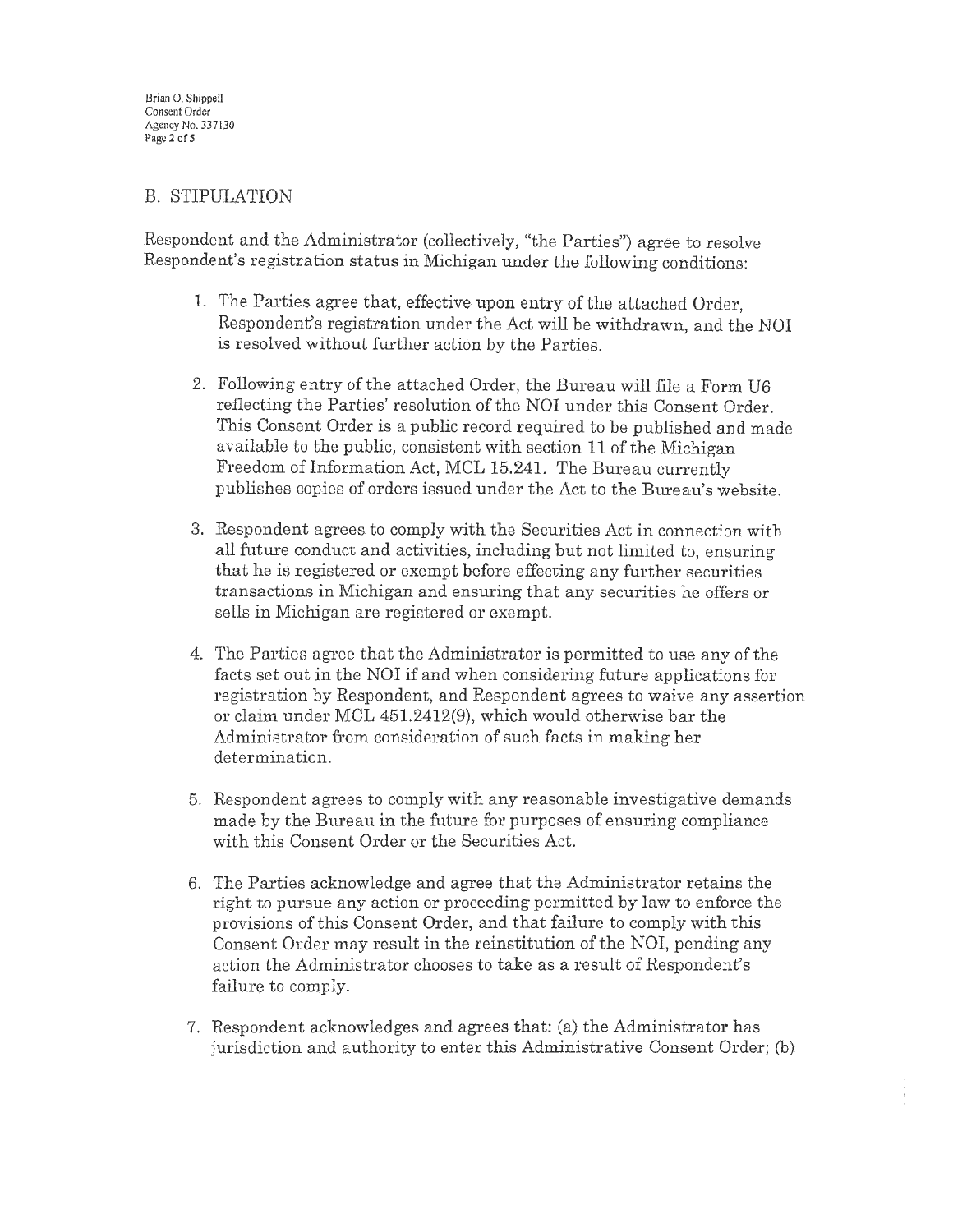## B. STIPULATION

Respondent and the Administrator (collectively, "the Parties") agree to resolve Respondent's registration status in Michigan under the following conditions:

1. The Parties agree that, effective upon entry of the attached Order, Respondent's registration under the Act will be withdrawn, and the NOI is resolved without further action by the Parties.

2. Following entry of the attached Order, the Bureau will file a Form U6 reflecting the Parties' resolution of the NOI under this Consent Order. This Consent Order is a public record required to be published and made available to the public, consistent with section 11 of the Michigan Freedom of Information Act, MCL 15.241. The Bureau currently publishes copies of orders issued under the Act to the Bureau's website.

3. Respondent agrees to comply with the Securities Act in connection with all future conduct and activities, including but not limited to, ensuring that he is registered or exempt before effecting any further securities transactions in Michigan and ensuring that any securities he offers or sells in Michigan are registered or exempt.

4. The Parties agree that the Administrator is permitted to use any of the facts set out in the NOI if and when considering future applications for registration by Respondent, and Respondent agrees to waive any assertion or claim under MCL 451.2412(9), which would otherwise bar the Administrator from consideration of such facts in making her determination.

5. Respondent agrees to comply with any reasonable investigative demands made by the Bureau in the future for purposes of ensuring compliance with this Consent Order or the Securities Act.

6. The Parties acknowledge and agree that the Administrator retains the right to pursue any action or proceeding permitted by law to enforce the provisions of this Consent Order, and that failure to comply with this Consent Order may result in the reinstitution of the NOI, pending any action the Administrator chooses to take as a result of Respondent's failure to comply.

7. Respondent acknowledges and agrees that: (a) the Administrator has jurisdiction and authority to enter this Administrative Consent Order; (b)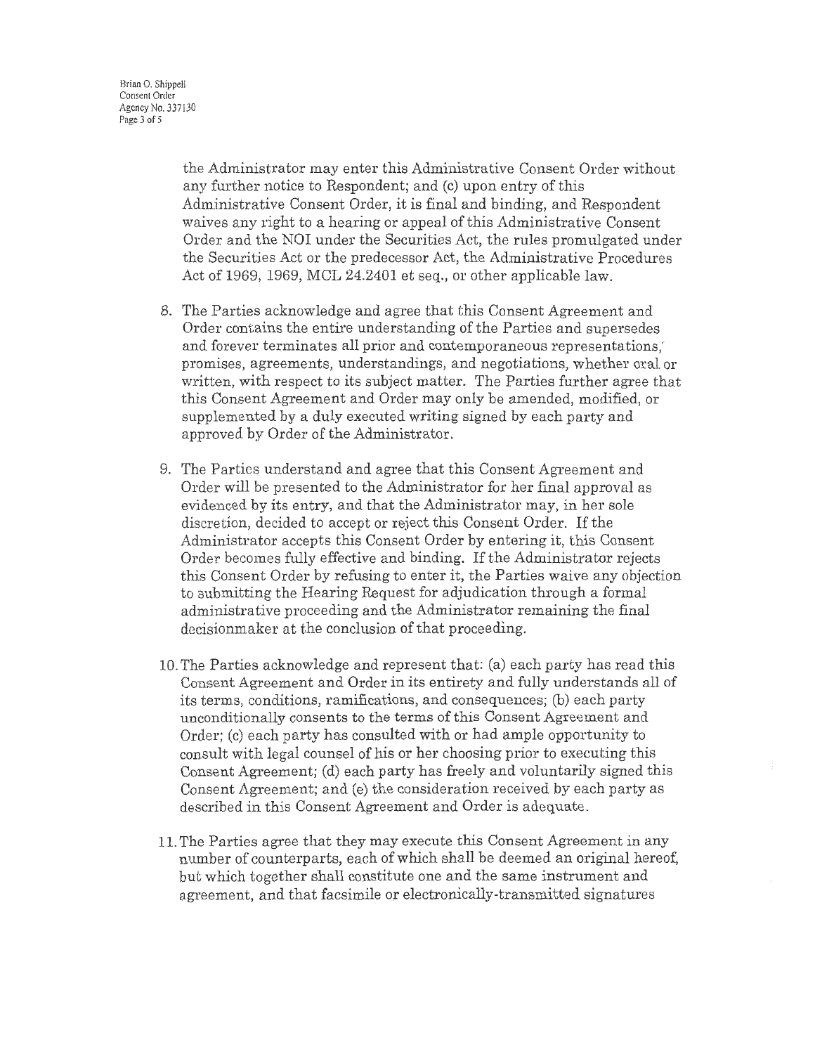the Administrator may enter this Administrative Consent Order without any further notice to Respondent; and (c) upon entry of this Administrative Consent Order, it is final and binding, and Respondent waives any right to a hearing or appeal of this Administrative Consent Order and the NOI under the Securities Act, the rules promulgated under the Securities Act or the predecessor Act, the Administrative Procedures Act of 1969, 1969, MCL 24.2401 et seq., or other applicable law.

8. The Parties acknowledge and agree that this Consent Agreement and Order contains the entire understanding of the Parties and supersedes and forever terminates all prior and contemporaneous representations, promises, agreements, understandings, and negotiations, whether oral or written, with respect to its subject matter. The Parties further agree that this Consent Agreement and Order may only be amended, modified, or supplemented by a duly executed writing signed by each party and approved by Order of the Administrator.

9. The Parties understand and agree that this Consent Agreement and Order will be presented to the Administrator for her final approval as evidenced by its entry, and that the Administrator may, in her sole discretion, decided to accept or reject this Consent Order. If the Administrator accepts this Consent Order by entering it, this Consent Order becomes fully effective and binding. If the Administrator rejects this Consent Order by refusing to enter it, the Parties waive any objection to submitting the Hearing Request for adjudication through a formal administrative proceeding and the Administrator remaining the final decisionmaker at the conclusion of that proceeding.

10. The Parties acknowledge and represent that: (a) each party has read this Consent Agreement and Order in its entirety and fully understands all of its terms, conditions, ramifications, and consequences; (b) each party unconditionally consents to the terms of this Consent Agreement and Order; (c) each party has consulted with or had ample opportunity to consult with legal counsel of his or her choosing prior to executing this Consent Agreement; (d) each party has freely and voluntarily signed this Consent Agreement; and (e) the consideration received by each party as described in this Consent Agreement and Order is adequate.

11. The Parties agree that they may execute this Consent Agreement in any number of counterparts, each of which shall be deemed an original hereof, but which together shall constitute one and the same instrument and agreement, and that facsimile or electronically-transmitted signatures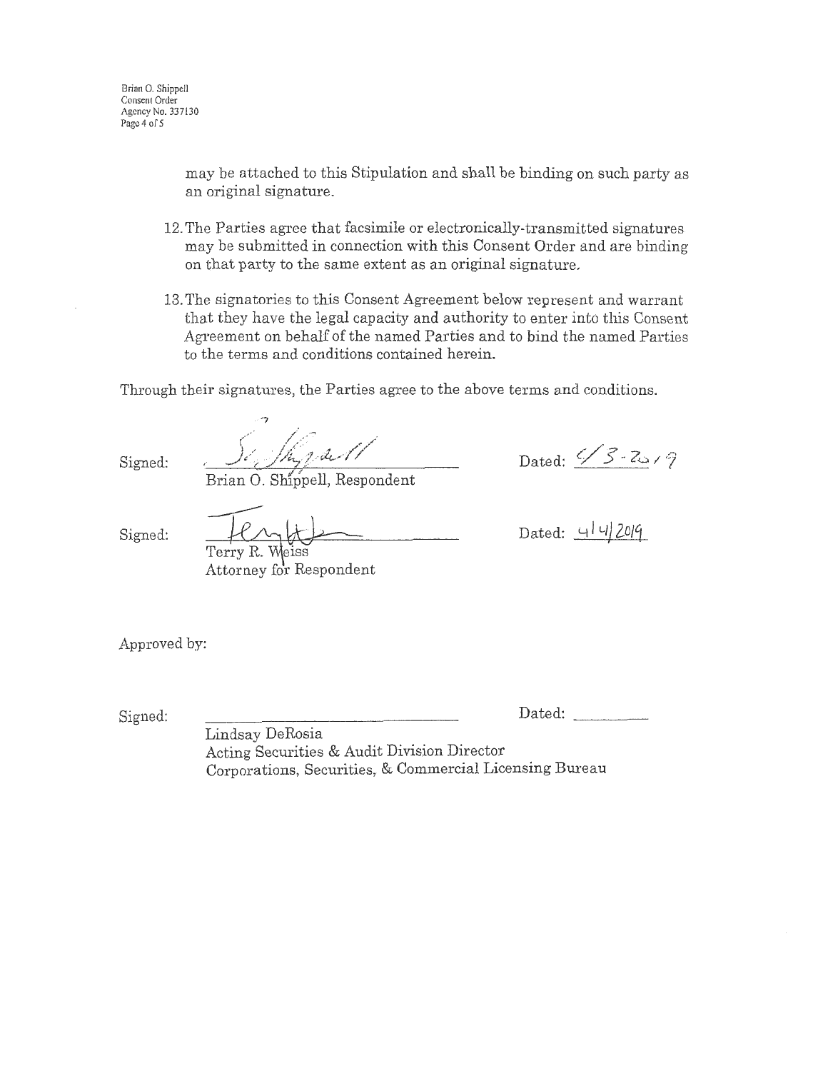may be attached to this Stipulation and shall be binding on such party as an original signature.

12. The Parties agree that facsimile or electronically-transmitted signatures may be submitted in connection with this Consent Order and are binding on that party to the same extent as an original signature.

13. The signatories to this Consent Agreement below represent and warrant that they have the legal capacity and authority to enter into this Consent Agreement on behalf of the named Parties and to bind the named Parties to the terms and conditions contained herein.

Through their signatures, the Parties agree to the above terms and conditions.

Signed: _______________ Dated: 4/3-2019
Brian O. Shippell, Respondent

Signed: _______________ Dated: 4/4/2019
Terry R. Weiss
Attorney for Respondent

Approved by:

Signed: _______________ Dated: ________
Lindsay DeRosia
Acting Securities & Audit Division Director
Corporations, Securities, & Commercial Licensing Bureau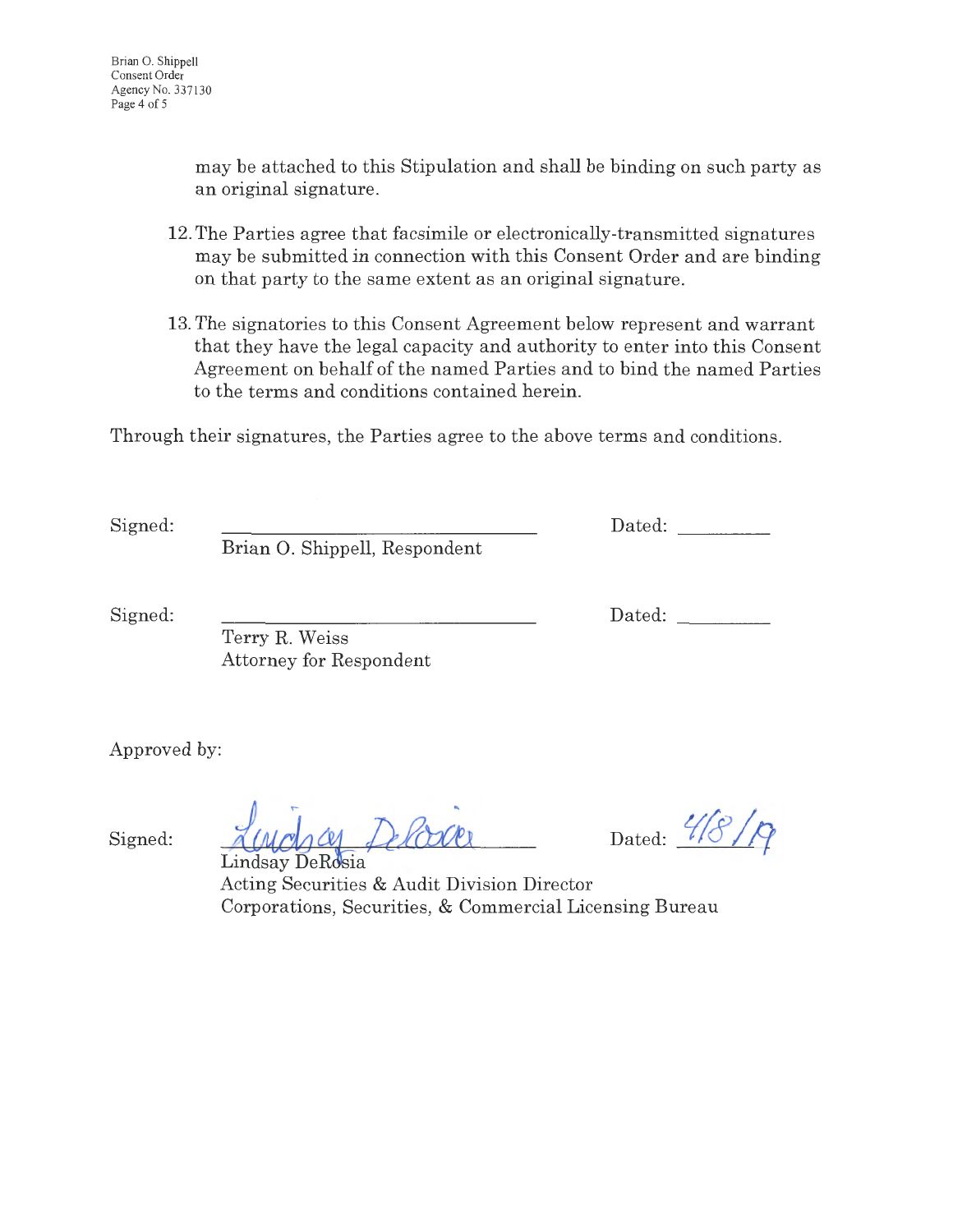may be attached to this Stipulation and shall be binding on such party as an original signature.

12. The Parties agree that facsimile or electronically-transmitted signatures may be submitted in connection with this Consent Order and are binding on that party to the same extent as an original signature.

13. The signatories to this Consent Agreement below represent and warrant that they have the legal capacity and authority to enter into this Consent Agreement on behalf of the named Parties and to bind the named Parties to the terms and conditions contained herein.

Through their signatures, the Parties agree to the above terms and conditions.

Signed: ______________________________ Dated: ________
Brian O. Shippell, Respondent

Signed: ______________________________ Dated: ________
Terry R. Weiss
Attorney for Respondent

Approved by:

Signed: *Lindsay DeRosia* Dated: *4/8/19*
Lindsay DeRosia
Acting Securities & Audit Division Director
Corporations, Securities, & Commercial Licensing Bureau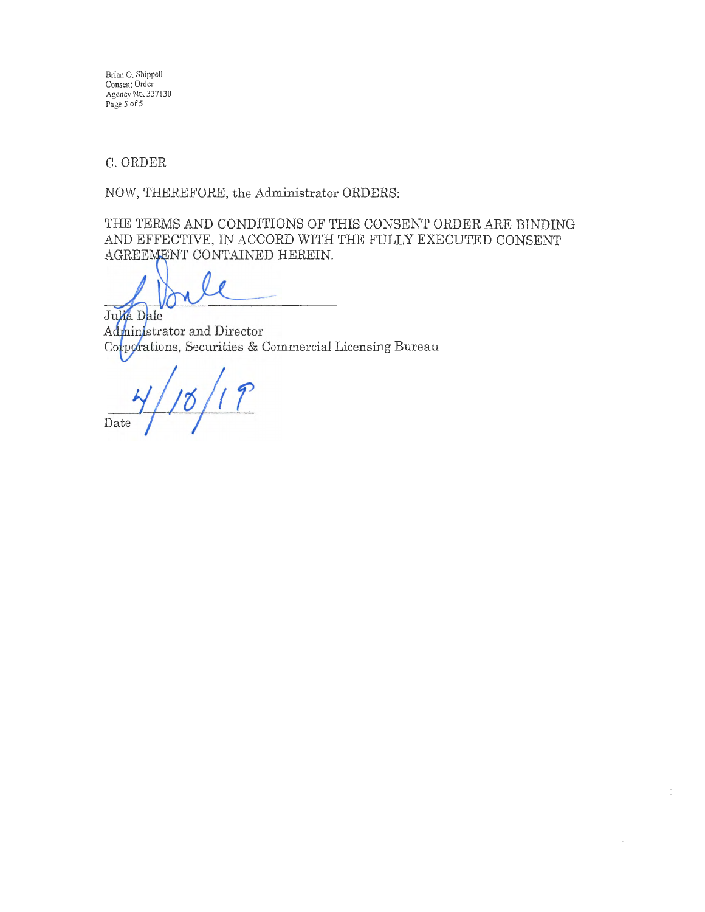C. ORDER

NOW, THEREFORE, the Administrator ORDERS:

THE TERMS AND CONDITIONS OF THIS CONSENT ORDER ARE BINDING AND EFFECTIVE, IN ACCORD WITH THE FULLY EXECUTED CONSENT AGREEMENT CONTAINED HEREIN.

Julia Dale
Administrator and Director
Corporations, Securities & Commercial Licensing Bureau

4/10/19
Date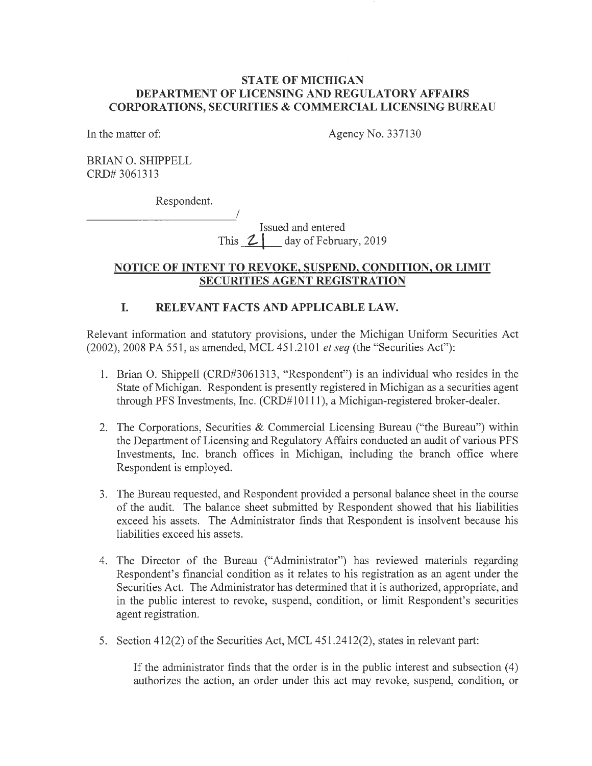**STATE OF MICHIGAN**
**DEPARTMENT OF LICENSING AND REGULATORY AFFAIRS**
**CORPORATIONS, SECURITIES & COMMERCIAL LICENSING BUREAU**

In the matter of: Agency No. 337130

BRIAN O. SHIPPELL
CRD# 3061313

Respondent.
_______________________/

Issued and entered
This 21 day of February, 2019

## NOTICE OF INTENT TO REVOKE, SUSPEND, CONDITION, OR LIMIT SECURITIES AGENT REGISTRATION

### I. RELEVANT FACTS AND APPLICABLE LAW.

Relevant information and statutory provisions, under the Michigan Uniform Securities Act (2002), 2008 PA 551, as amended, MCL 451.2101 *et seq* (the "Securities Act"):

1. Brian O. Shippell (CRD#3061313, "Respondent") is an individual who resides in the State of Michigan. Respondent is presently registered in Michigan as a securities agent through PFS Investments, Inc. (CRD#10111), a Michigan-registered broker-dealer.

2. The Corporations, Securities & Commercial Licensing Bureau ("the Bureau") within the Department of Licensing and Regulatory Affairs conducted an audit of various PFS Investments, Inc. branch offices in Michigan, including the branch office where Respondent is employed.

3. The Bureau requested, and Respondent provided a personal balance sheet in the course of the audit. The balance sheet submitted by Respondent showed that his liabilities exceed his assets. The Administrator finds that Respondent is insolvent because his liabilities exceed his assets.

4. The Director of the Bureau ("Administrator") has reviewed materials regarding Respondent's financial condition as it relates to his registration as an agent under the Securities Act. The Administrator has determined that it is authorized, appropriate, and in the public interest to revoke, suspend, condition, or limit Respondent's securities agent registration.

5. Section 412(2) of the Securities Act, MCL 451.2412(2), states in relevant part:

   If the administrator finds that the order is in the public interest and subsection (4) authorizes the action, an order under this act may revoke, suspend, condition, or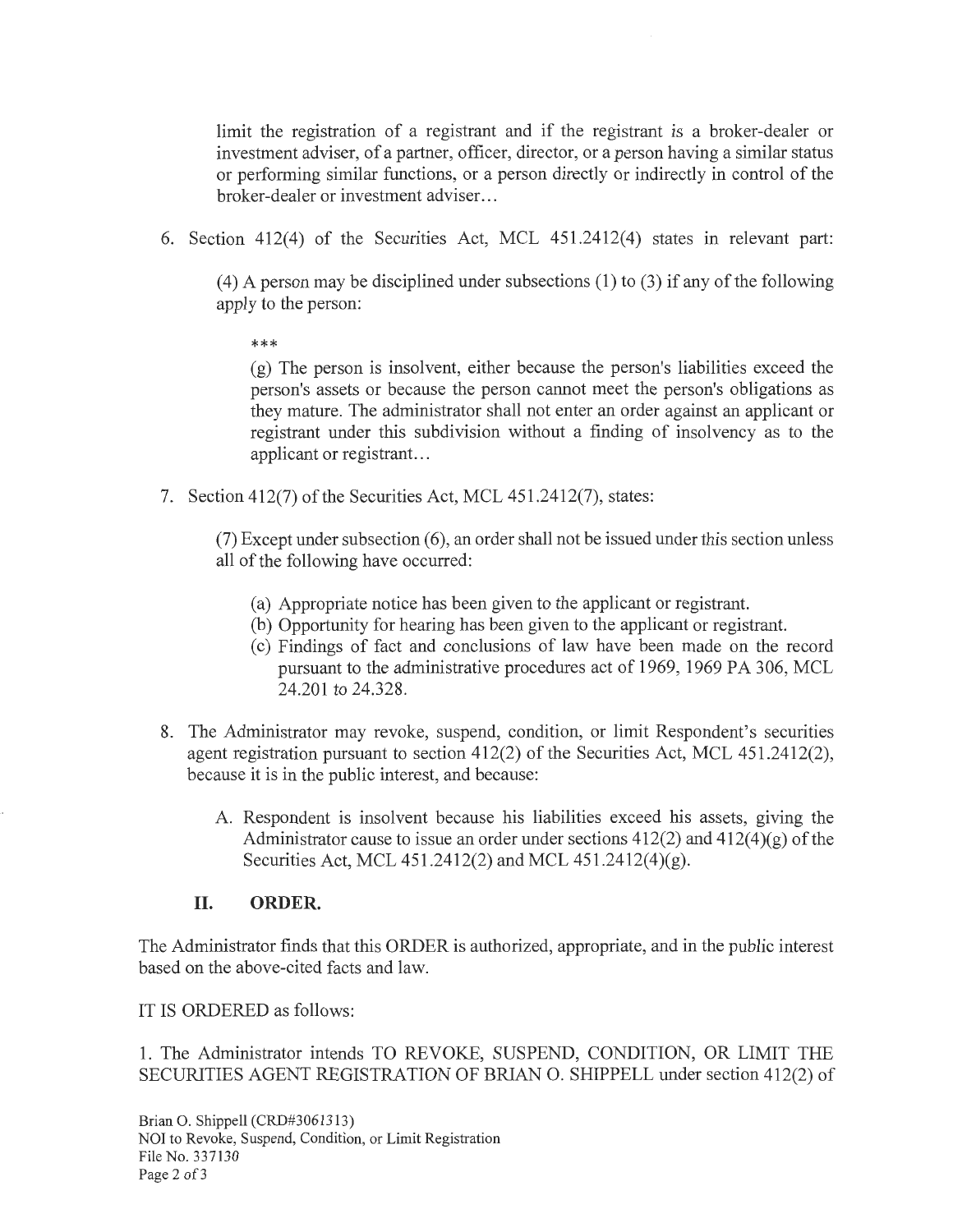limit the registration of a registrant and if the registrant is a broker-dealer or investment adviser, of a partner, officer, director, or a person having a similar status or performing similar functions, or a person directly or indirectly in control of the broker-dealer or investment adviser...

6. Section 412(4) of the Securities Act, MCL 451.2412(4) states in relevant part:

   (4) A person may be disciplined under subsections (1) to (3) if any of the following apply to the person:

   ***

   (g) The person is insolvent, either because the person's liabilities exceed the person's assets or because the person cannot meet the person's obligations as they mature. The administrator shall not enter an order against an applicant or registrant under this subdivision without a finding of insolvency as to the applicant or registrant...

7. Section 412(7) of the Securities Act, MCL 451.2412(7), states:

   (7) Except under subsection (6), an order shall not be issued under this section unless all of the following have occurred:

   (a) Appropriate notice has been given to the applicant or registrant.
   (b) Opportunity for hearing has been given to the applicant or registrant.
   (c) Findings of fact and conclusions of law have been made on the record pursuant to the administrative procedures act of 1969, 1969 PA 306, MCL 24.201 to 24.328.

8. The Administrator may revoke, suspend, condition, or limit Respondent's securities agent registration pursuant to section 412(2) of the Securities Act, MCL 451.2412(2), because it is in the public interest, and because:

   A. Respondent is insolvent because his liabilities exceed his assets, giving the Administrator cause to issue an order under sections 412(2) and 412(4)(g) of the Securities Act, MCL 451.2412(2) and MCL 451.2412(4)(g).

## II. ORDER.

The Administrator finds that this ORDER is authorized, appropriate, and in the public interest based on the above-cited facts and law.

IT IS ORDERED as follows:

1. The Administrator intends TO REVOKE, SUSPEND, CONDITION, OR LIMIT THE SECURITIES AGENT REGISTRATION OF BRIAN O. SHIPPELL under section 412(2) of

Brian O. Shippell (CRD#3061313)
NOI to Revoke, Suspend, Condition, or Limit Registration
File No. 337130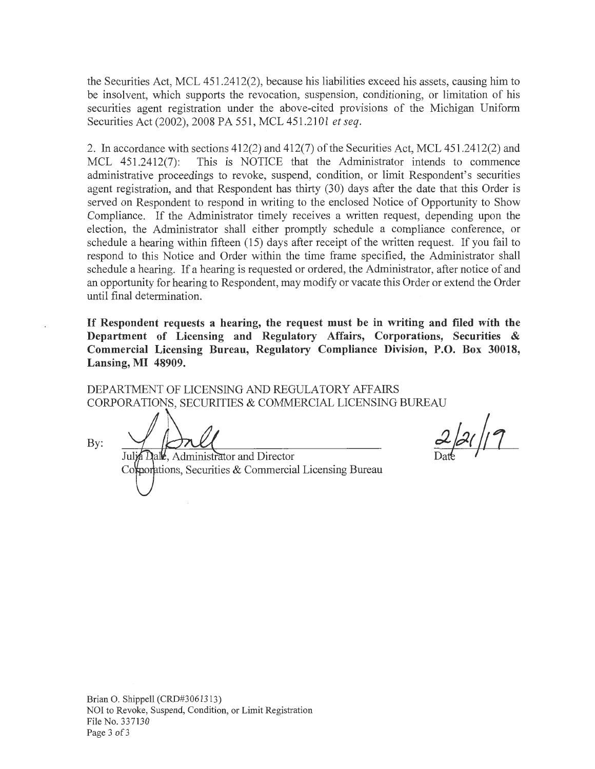the Securities Act, MCL 451.2412(2), because his liabilities exceed his assets, causing him to be insolvent, which supports the revocation, suspension, conditioning, or limitation of his securities agent registration under the above-cited provisions of the Michigan Uniform Securities Act (2002), 2008 PA 551, MCL 451.2101 *et seq.*

2. In accordance with sections 412(2) and 412(7) of the Securities Act, MCL 451.2412(2) and MCL 451.2412(7): This is NOTICE that the Administrator intends to commence administrative proceedings to revoke, suspend, condition, or limit Respondent's securities agent registration, and that Respondent has thirty (30) days after the date that this Order is served on Respondent to respond in writing to the enclosed Notice of Opportunity to Show Compliance. If the Administrator timely receives a written request, depending upon the election, the Administrator shall either promptly schedule a compliance conference, or schedule a hearing within fifteen (15) days after receipt of the written request. If you fail to respond to this Notice and Order within the time frame specified, the Administrator shall schedule a hearing. If a hearing is requested or ordered, the Administrator, after notice of and an opportunity for hearing to Respondent, may modify or vacate this Order or extend the Order until final determination.

**If Respondent requests a hearing, the request must be in writing and filed with the Department of Licensing and Regulatory Affairs, Corporations, Securities & Commercial Licensing Bureau, Regulatory Compliance Division, P.O. Box 30018, Lansing, MI 48909.**

DEPARTMENT OF LICENSING AND REGULATORY AFFAIRS
CORPORATIONS, SECURITIES & COMMERCIAL LICENSING BUREAU

By: _______________________
Julia Dale, Administrator and Director
Corporations, Securities & Commercial Licensing Bureau

2/21/19
Date

Brian O. Shippell (CRD#3061313)
NOI to Revoke, Suspend, Condition, or Limit Registration
File No. 337130